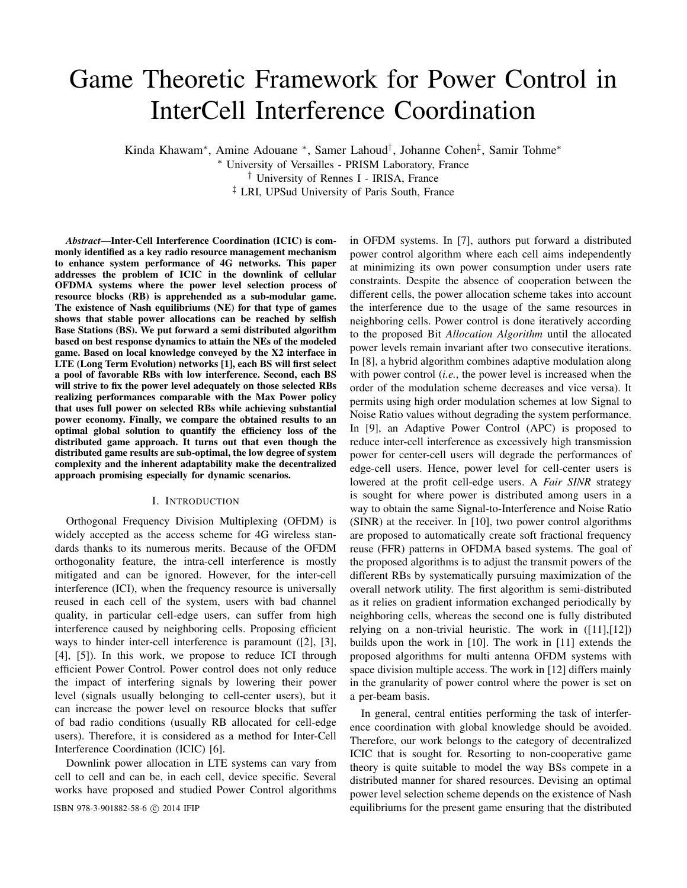# Game Theoretic Framework for Power Control in InterCell Interference Coordination

Kinda Khawam*, Amine Adouane *, Samer Lahoud†, Johanne Cohen‡, Samir Tohme*

* University of Versailles - PRISM Laboratory, France

† University of Rennes I - IRISA, France

‡ LRI, UPSud University of Paris South, France

***Abstract*—Inter-Cell Interference Coordination (ICIC) is commonly identified as a key radio resource management mechanism to enhance system performance of 4G networks. This paper addresses the problem of ICIC in the downlink of cellular OFDMA systems where the power level selection process of resource blocks (RB) is apprehended as a sub-modular game. The existence of Nash equilibriums (NE) for that type of games shows that stable power allocations can be reached by selfish Base Stations (BS). We put forward a semi distributed algorithm based on best response dynamics to attain the NEs of the modeled game. Based on local knowledge conveyed by the X2 interface in LTE (Long Term Evolution) networks [1], each BS will first select a pool of favorable RBs with low interference. Second, each BS will strive to fix the power level adequately on those selected RBs realizing performances comparable with the Max Power policy that uses full power on selected RBs while achieving substantial power economy. Finally, we compare the obtained results to an optimal global solution to quantify the efficiency loss of the distributed game approach. It turns out that even though the distributed game results are sub-optimal, the low degree of system complexity and the inherent adaptability make the decentralized approach promising especially for dynamic scenarios.**

## I. Introduction

Orthogonal Frequency Division Multiplexing (OFDM) is widely accepted as the access scheme for 4G wireless standards thanks to its numerous merits. Because of the OFDM orthogonality feature, the intra-cell interference is mostly mitigated and can be ignored. However, for the inter-cell interference (ICI), when the frequency resource is universally reused in each cell of the system, users with bad channel quality, in particular cell-edge users, can suffer from high interference caused by neighboring cells. Proposing efficient ways to hinder inter-cell interference is paramount ([2], [3], [4], [5]). In this work, we propose to reduce ICI through efficient Power Control. Power control does not only reduce the impact of interfering signals by lowering their power level (signals usually belonging to cell-center users), but it can increase the power level on resource blocks that suffer of bad radio conditions (usually RB allocated for cell-edge users). Therefore, it is considered as a method for Inter-Cell Interference Coordination (ICIC) [6].

Downlink power allocation in LTE systems can vary from cell to cell and can be, in each cell, device specific. Several works have proposed and studied Power Control algorithms in OFDM systems. In [7], authors put forward a distributed power control algorithm where each cell aims independently at minimizing its own power consumption under users rate constraints. Despite the absence of cooperation between the different cells, the power allocation scheme takes into account the interference due to the usage of the same resources in neighboring cells. Power control is done iteratively according to the proposed Bit *Allocation Algorithm* until the allocated power levels remain invariant after two consecutive iterations. In [8], a hybrid algorithm combines adaptive modulation along with power control (*i.e.*, the power level is increased when the order of the modulation scheme decreases and vice versa). It permits using high order modulation schemes at low Signal to Noise Ratio values without degrading the system performance. In [9], an Adaptive Power Control (APC) is proposed to reduce inter-cell interference as excessively high transmission power for center-cell users will degrade the performances of edge-cell users. Hence, power level for cell-center users is lowered at the profit cell-edge users. A *Fair SINR* strategy is sought for where power is distributed among users in a way to obtain the same Signal-to-Interference and Noise Ratio (SINR) at the receiver. In [10], two power control algorithms are proposed to automatically create soft fractional frequency reuse (FFR) patterns in OFDMA based systems. The goal of the proposed algorithms is to adjust the transmit powers of the different RBs by systematically pursuing maximization of the overall network utility. The first algorithm is semi-distributed as it relies on gradient information exchanged periodically by neighboring cells, whereas the second one is fully distributed relying on a non-trivial heuristic. The work in ([11],[12]) builds upon the work in [10]. The work in [11] extends the proposed algorithms for multi antenna OFDM systems with space division multiple access. The work in [12] differs mainly in the granularity of power control where the power is set on a per-beam basis.

In general, central entities performing the task of interference coordination with global knowledge should be avoided. Therefore, our work belongs to the category of decentralized ICIC that is sought for. Resorting to non-cooperative game theory is quite suitable to model the way BSs compete in a distributed manner for shared resources. Devising an optimal power level selection scheme depends on the existence of Nash equilibriums for the present game ensuring that the distributed

ISBN 978-3-901882-58-6 © 2014 IFIP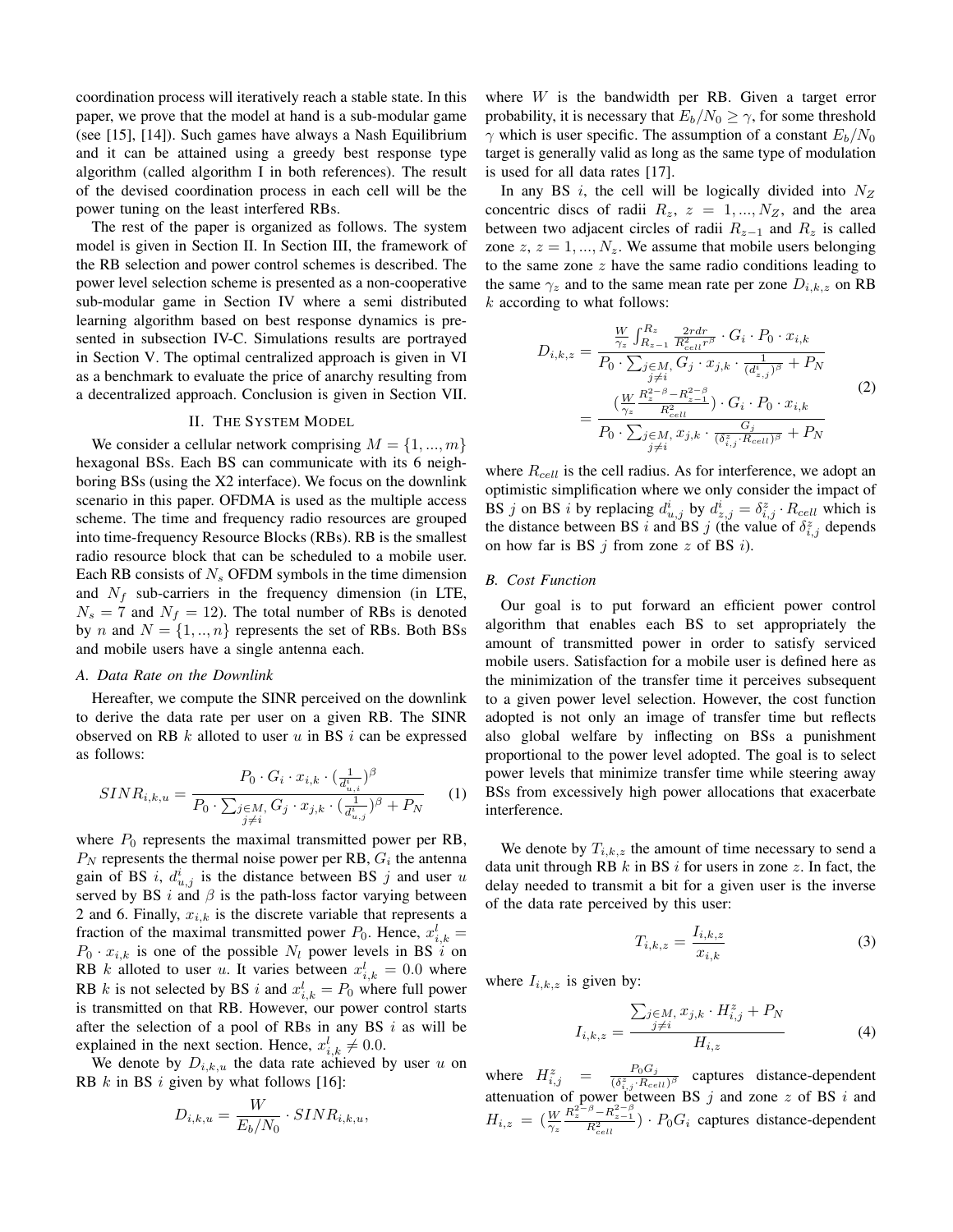coordination process will iteratively reach a stable state. In this paper, we prove that the model at hand is a sub-modular game (see [15], [14]). Such games have always a Nash Equilibrium and it can be attained using a greedy best response type algorithm (called algorithm I in both references). The result of the devised coordination process in each cell will be the power tuning on the least interfered RBs.

The rest of the paper is organized as follows. The system model is given in Section II. In Section III, the framework of the RB selection and power control schemes is described. The power level selection scheme is presented as a non-cooperative sub-modular game in Section IV where a semi distributed learning algorithm based on best response dynamics is presented in subsection IV-C. Simulations results are portrayed in Section V. The optimal centralized approach is given in VI as a benchmark to evaluate the price of anarchy resulting from a decentralized approach. Conclusion is given in Section VII.

## II. The System Model

We consider a cellular network comprising $M = \{1, ..., m\}$ hexagonal BSs. Each BS can communicate with its 6 neighboring BSs (using the X2 interface). We focus on the downlink scenario in this paper. OFDMA is used as the multiple access scheme. The time and frequency radio resources are grouped into time-frequency Resource Blocks (RBs). RB is the smallest radio resource block that can be scheduled to a mobile user. Each RB consists of $N_s$ OFDM symbols in the time dimension and $N_f$ sub-carriers in the frequency dimension (in LTE, $N_s = 7$ and $N_f = 12$). The total number of RBs is denoted by $n$ and $N = \{1, .., n\}$ represents the set of RBs. Both BSs and mobile users have a single antenna each.

### A. Data Rate on the Downlink

Hereafter, we compute the SINR perceived on the downlink to derive the data rate per user on a given RB. The SINR observed on RB $k$ alloted to user $u$ in BS $i$ can be expressed as follows:

$$SINR_{i,k,u} = \frac{P_0 \cdot G_i \cdot x_{i,k} \cdot (\frac{1}{d^i_{u,i}})^\beta}{P_0 \cdot \sum_{\substack{j \in M, \\ j \neq i}} G_j \cdot x_{j,k} \cdot (\frac{1}{d^i_{u,j}})^\beta + P_N} \quad (1)$$

where $P_0$ represents the maximal transmitted power per RB, $P_N$ represents the thermal noise power per RB, $G_i$ the antenna gain of BS $i$, $d^i_{u,j}$ is the distance between BS $j$ and user $u$ served by BS $i$ and $\beta$ is the path-loss factor varying between 2 and 6. Finally, $x_{i,k}$ is the discrete variable that represents a fraction of the maximal transmitted power $P_0$. Hence, $x^l_{i,k} = P_0 \cdot x_{i,k}$ is one of the possible $N_l$ power levels in BS $i$ on RB $k$ alloted to user $u$. It varies between $x^l_{i,k} = 0.0$ where RB $k$ is not selected by BS $i$ and $x^l_{i,k} = P_0$ where full power is transmitted on that RB. However, our power control starts after the selection of a pool of RBs in any BS $i$ as will be explained in the next section. Hence, $x^l_{i,k} \neq 0.0$.

We denote by $D_{i,k,u}$ the data rate achieved by user $u$ on RB $k$ in BS $i$ given by what follows [16]:

$$D_{i,k,u} = \frac{W}{E_b/N_0} \cdot SINR_{i,k,u},$$

where $W$ is the bandwidth per RB. Given a target error probability, it is necessary that $E_b/N_0 \geq \gamma$, for some threshold $\gamma$ which is user specific. The assumption of a constant $E_b/N_0$ target is generally valid as long as the same type of modulation is used for all data rates [17].

In any BS $i$, the cell will be logically divided into $N_Z$ concentric discs of radii $R_z$, $z = 1, ..., N_Z$, and the area between two adjacent circles of radii $R_{z-1}$ and $R_z$ is called zone $z$, $z = 1, ..., N_z$. We assume that mobile users belonging to the same zone $z$ have the same radio conditions leading to the same $\gamma_z$ and to the same mean rate per zone $D_{i,k,z}$ on RB $k$ according to what follows:

$$\begin{aligned} D_{i,k,z} &= \frac{\frac{W}{\gamma_z} \int_{R_{z-1}}^{R_z} \frac{2rdr}{R^2_{cell} r^\beta} \cdot G_i \cdot P_0 \cdot x_{i,k}}{P_0 \cdot \sum_{\substack{j \in M, \\ j \neq i}} G_j \cdot x_{j,k} \cdot \frac{1}{(d^i_{z,j})^\beta} + P_N} \\ &= \frac{(\frac{W}{\gamma_z} \frac{R_z^{2-\beta} - R_{z-1}^{2-\beta}}{R^2_{cell}}) \cdot G_i \cdot P_0 \cdot x_{i,k}}{P_0 \cdot \sum_{\substack{j \in M, \\ j \neq i}} x_{j,k} \cdot \frac{G_j}{(\delta^z_{i,j} \cdot R_{cell})^\beta} + P_N} \end{aligned} \quad (2)$$

where $R_{cell}$ is the cell radius. As for interference, we adopt an optimistic simplification where we only consider the impact of BS $j$ on BS $i$ by replacing $d^i_{u,j}$ by $d^i_{z,j} = \delta^z_{i,j} \cdot R_{cell}$ which is the distance between BS $i$ and BS $j$ (the value of $\delta^z_{i,j}$ depends on how far is BS $j$ from zone $z$ of BS $i$).

### B. Cost Function

Our goal is to put forward an efficient power control algorithm that enables each BS to set appropriately the amount of transmitted power in order to satisfy serviced mobile users. Satisfaction for a mobile user is defined here as the minimization of the transfer time it perceives subsequent to a given power level selection. However, the cost function adopted is not only an image of transfer time but reflects also global welfare by inflecting on BSs a punishment proportional to the power level adopted. The goal is to select power levels that minimize transfer time while steering away BSs from excessively high power allocations that exacerbate interference.

We denote by $T_{i,k,z}$ the amount of time necessary to send a data unit through RB $k$ in BS $i$ for users in zone $z$. In fact, the delay needed to transmit a bit for a given user is the inverse of the data rate perceived by this user:

$$T_{i,k,z} = \frac{I_{i,k,z}}{x_{i,k}} \quad (3)$$

where $I_{i,k,z}$ is given by:

$$I_{i,k,z} = \frac{\sum_{\substack{j \in M, \\ j \neq i}} x_{j,k} \cdot H^z_{i,j} + P_N}{H_{i,z}} \quad (4)$$

where $H^z_{i,j} = \frac{P_0 G_j}{(\delta^z_{i,j} \cdot R_{cell})^\beta}$ captures distance-dependent attenuation of power between BS $j$ and zone $z$ of BS $i$ and $H_{i,z} = (\frac{W}{\gamma_z} \frac{R_z^{2-\beta} - R_{z-1}^{2-\beta}}{R^2_{cell}}) \cdot P_0 G_i$ captures distance-dependent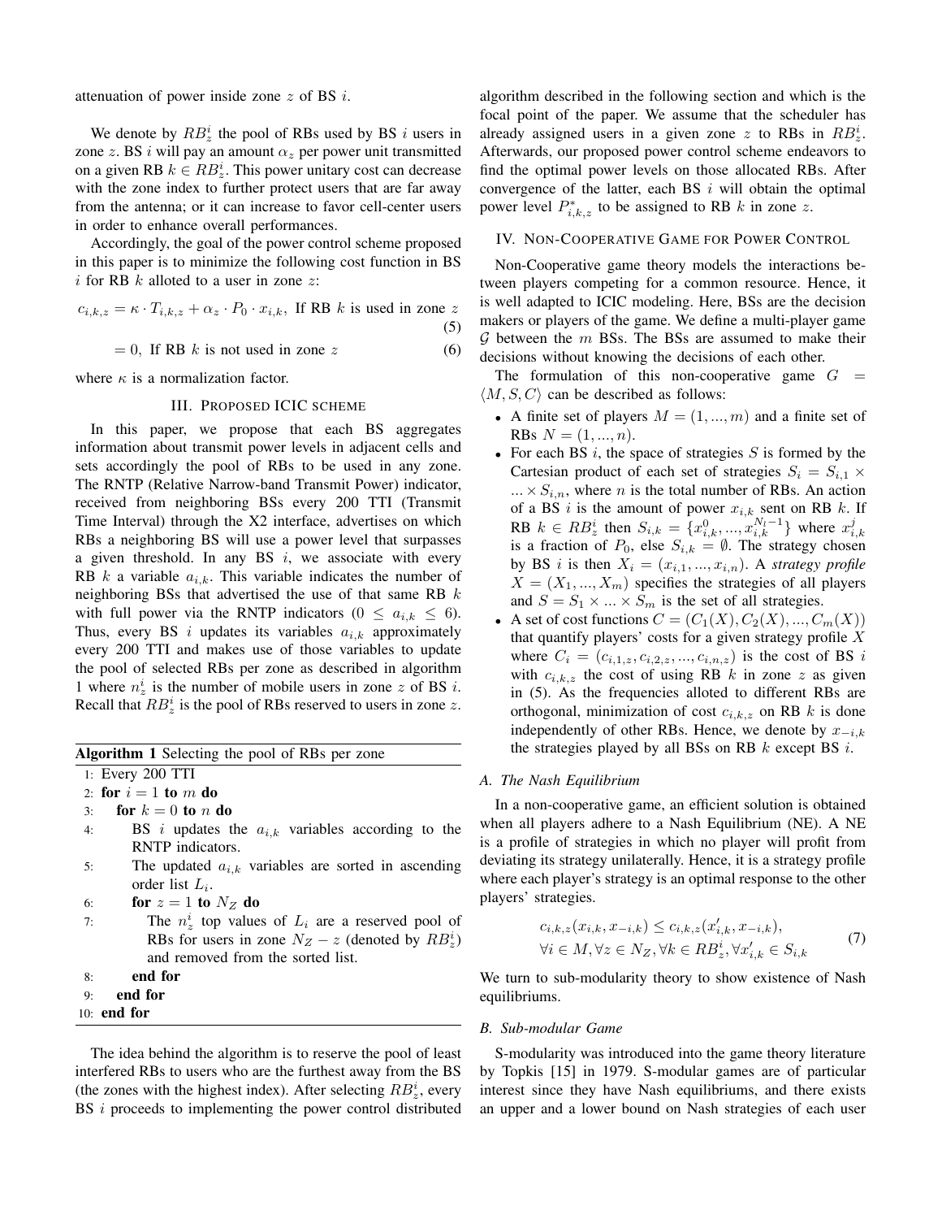attenuation of power inside zone $z$ of BS $i$.

We denote by $RB^i_z$ the pool of RBs used by BS $i$ users in zone $z$. BS $i$ will pay an amount $\alpha_z$ per power unit transmitted on a given RB $k \in RB^i_z$. This power unitary cost can decrease with the zone index to further protect users that are far away from the antenna; or it can increase to favor cell-center users in order to enhance overall performances.

Accordingly, the goal of the power control scheme proposed in this paper is to minimize the following cost function in BS $i$ for RB $k$ alloted to a user in zone $z$:

$$c_{i,k,z} = \kappa \cdot T_{i,k,z} + \alpha_z \cdot P_0 \cdot x_{i,k}, \text{ If RB } k \text{ is used in zone } z \quad (5)$$

$$= 0, \text{ If RB } k \text{ is not used in zone } z \quad (6)$$

where $\kappa$ is a normalization factor.

## III. Proposed ICIC scheme

In this paper, we propose that each BS aggregates information about transmit power levels in adjacent cells and sets accordingly the pool of RBs to be used in any zone. The RNTP (Relative Narrow-band Transmit Power) indicator, received from neighboring BSs every 200 TTI (Transmit Time Interval) through the X2 interface, advertises on which RBs a neighboring BS will use a power level that surpasses a given threshold. In any BS $i$, we associate with every RB $k$ a variable $a_{i,k}$. This variable indicates the number of neighboring BSs that advertised the use of that same RB $k$ with full power via the RNTP indicators ($0 \leq a_{i,k} \leq 6$). Thus, every BS $i$ updates its variables $a_{i,k}$ approximately every 200 TTI and makes use of those variables to update the pool of selected RBs per zone as described in algorithm 1 where $n^i_z$ is the number of mobile users in zone $z$ of BS $i$. Recall that $RB^i_z$ is the pool of RBs reserved to users in zone $z$.

**Algorithm 1** Selecting the pool of RBs per zone

```
1:  Every 200 TTI
2:  for i = 1 to m do
3:    for k = 0 to n do
4:      BS i updates the a_{i,k} variables according to the RNTP indicators.
5:      The updated a_{i,k} variables are sorted in ascending order list L_i.
6:      for z = 1 to N_Z do
7:        The n^i_z top values of L_i are a reserved pool of RBs for users in zone N_Z − z (denoted by RB^i_z) and removed from the sorted list.
8:      end for
9:    end for
10: end for
```

The idea behind the algorithm is to reserve the pool of least interfered RBs to users who are the furthest away from the BS (the zones with the highest index). After selecting $RB^i_z$, every BS $i$ proceeds to implementing the power control distributed algorithm described in the following section and which is the focal point of the paper. We assume that the scheduler has already assigned users in a given zone $z$ to RBs in $RB^i_z$. Afterwards, our proposed power control scheme endeavors to find the optimal power levels on those allocated RBs. After convergence of the latter, each BS $i$ will obtain the optimal power level $P^*_{i,k,z}$ to be assigned to RB $k$ in zone $z$.

## IV. Non-Cooperative Game for Power Control

Non-Cooperative game theory models the interactions between players competing for a common resource. Hence, it is well adapted to ICIC modeling. Here, BSs are the decision makers or players of the game. We define a multi-player game $\mathcal{G}$ between the $m$ BSs. The BSs are assumed to make their decisions without knowing the decisions of each other.

The formulation of this non-cooperative game $G = \langle M, S, C \rangle$ can be described as follows:

- A finite set of players $M = (1, ..., m)$ and a finite set of RBs $N = (1, ..., n)$.
- For each BS $i$, the space of strategies $S$ is formed by the Cartesian product of each set of strategies $S_i = S_{i,1} \times ... \times S_{i,n}$, where $n$ is the total number of RBs. An action of a BS $i$ is the amount of power $x_{i,k}$ sent on RB $k$. If RB $k \in RB^i_z$ then $S_{i,k} = \{x^0_{i,k}, ..., x^{N_l - 1}_{i,k}\}$ where $x^j_{i,k}$ is a fraction of $P_0$, else $S_{i,k} = \emptyset$. The strategy chosen by BS $i$ is then $X_i = (x_{i,1}, ..., x_{i,n})$. A *strategy profile* $X = (X_1, ..., X_m)$ specifies the strategies of all players and $S = S_1 \times ... \times S_m$ is the set of all strategies.
- A set of cost functions $C = (C_1(X), C_2(X), ..., C_m(X))$ that quantify players' costs for a given strategy profile $X$ where $C_i = (c_{i,1,z}, c_{i,2,z}, ..., c_{i,n,z})$ is the cost of BS $i$ with $c_{i,k,z}$ the cost of using RB $k$ in zone $z$ as given in (5). As the frequencies alloted to different RBs are orthogonal, minimization of cost $c_{i,k,z}$ on RB $k$ is done independently of other RBs. Hence, we denote by $x_{-i,k}$ the strategies played by all BSs on RB $k$ except BS $i$.

### A. The Nash Equilibrium

In a non-cooperative game, an efficient solution is obtained when all players adhere to a Nash Equilibrium (NE). A NE is a profile of strategies in which no player will profit from deviating its strategy unilaterally. Hence, it is a strategy profile where each player's strategy is an optimal response to the other players' strategies.

$$c_{i,k,z}(x_{i,k}, x_{-i,k}) \leq c_{i,k,z}(x'_{i,k}, x_{-i,k}),$$
$$\forall i \in M, \forall z \in N_Z, \forall k \in RB^i_z, \forall x'_{i,k} \in S_{i,k} \quad (7)$$

We turn to sub-modularity theory to show existence of Nash equilibriums.

### B. Sub-modular Game

S-modularity was introduced into the game theory literature by Topkis [15] in 1979. S-modular games are of particular interest since they have Nash equilibriums, and there exists an upper and a lower bound on Nash strategies of each user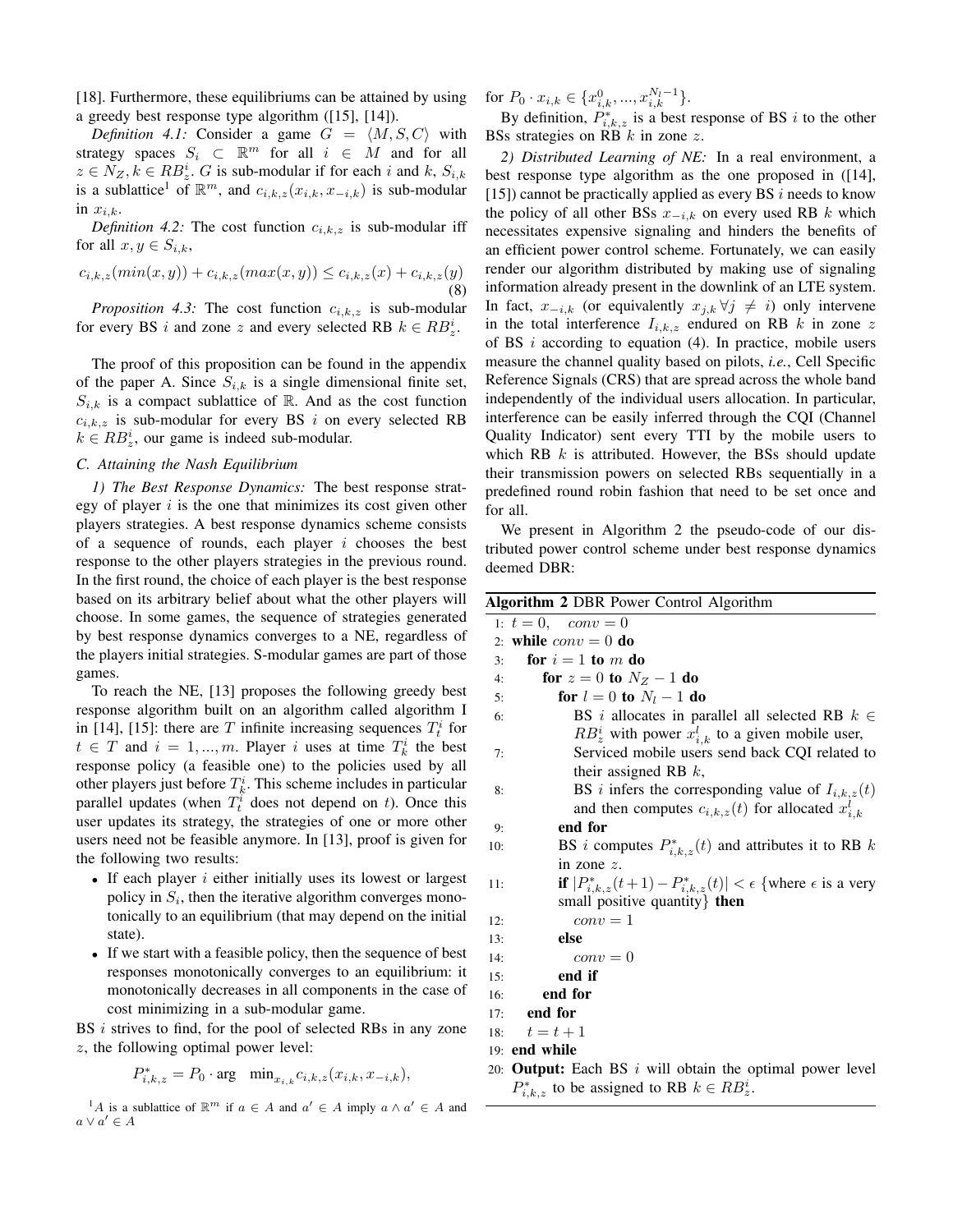[18]. Furthermore, these equilibriums can be attained by using a greedy best response type algorithm ([15], [14]).

*Definition 4.1:* Consider a game $G = \langle M, S, C \rangle$ with strategy spaces $S_i \subset \mathbb{R}^m$ for all $i \in M$ and for all $z \in N_Z, k \in RB_z^i$. $G$ is sub-modular if for each $i$ and $k$, $S_{i,k}$ is a sublattice[1] of $\mathbb{R}^m$, and $c_{i,k,z}(x_{i,k}, x_{-i,k})$ is sub-modular in $x_{i,k}$.

*Definition 4.2:* The cost function $c_{i,k,z}$ is sub-modular iff for all $x, y \in S_{i,k}$,

$$c_{i,k,z}(min(x,y)) + c_{i,k,z}(max(x,y)) \leq c_{i,k,z}(x) + c_{i,k,z}(y) \tag{8}$$

*Proposition 4.3:* The cost function $c_{i,k,z}$ is sub-modular for every BS $i$ and zone $z$ and every selected RB $k \in RB_z^i$.

The proof of this proposition can be found in the appendix of the paper A. Since $S_{i,k}$ is a single dimensional finite set, $S_{i,k}$ is a compact sublattice of $\mathbb{R}$. And as the cost function $c_{i,k,z}$ is sub-modular for every BS $i$ on every selected RB $k \in RB_z^i$, our game is indeed sub-modular.

### C. Attaining the Nash Equilibrium

*1) The Best Response Dynamics:* The best response strategy of player $i$ is the one that minimizes its cost given other players strategies. A best response dynamics scheme consists of a sequence of rounds, each player $i$ chooses the best response to the other players strategies in the previous round. In the first round, the choice of each player is the best response based on its arbitrary belief about what the other players will choose. In some games, the sequence of strategies generated by best response dynamics converges to a NE, regardless of the players initial strategies. S-modular games are part of those games.

To reach the NE, [13] proposes the following greedy best response algorithm built on an algorithm called algorithm I in [14], [15]: there are $T$ infinite increasing sequences $T_t^i$ for $t \in T$ and $i = 1, ..., m$. Player $i$ uses at time $T_k^i$ the best response policy (a feasible one) to the policies used by all other players just before $T_k^i$. This scheme includes in particular parallel updates (when $T_t^i$ does not depend on $t$). Once this user updates its strategy, the strategies of one or more other users need not be feasible anymore. In [13], proof is given for the following two results:

- If each player $i$ either initially uses its lowest or largest policy in $S_i$, then the iterative algorithm converges monotonically to an equilibrium (that may depend on the initial state).
- If we start with a feasible policy, then the sequence of best responses monotonically converges to an equilibrium: it monotonically decreases in all components in the case of cost minimizing in a sub-modular game.

BS $i$ strives to find, for the pool of selected RBs in any zone $z$, the following optimal power level:

$$P_{i,k,z}^* = P_0 \cdot \arg \min_{x_{i,k}} c_{i,k,z}(x_{i,k}, x_{-i,k}),$$

for $P_0 \cdot x_{i,k} \in \{x_{i,k}^0, ..., x_{i,k}^{N_l-1}\}$.

By definition, $P_{i,k,z}^*$ is a best response of BS $i$ to the other BSs strategies on RB $k$ in zone $z$.

*2) Distributed Learning of NE:* In a real environment, a best response type algorithm as the one proposed in ([14], [15]) cannot be practically applied as every BS $i$ needs to know the policy of all other BSs $x_{-i,k}$ on every used RB $k$ which necessitates expensive signaling and hinders the benefits of an efficient power control scheme. Fortunately, we can easily render our algorithm distributed by making use of signaling information already present in the downlink of an LTE system. In fact, $x_{-i,k}$ (or equivalently $x_{j,k} \, \forall j \neq i$) only intervene in the total interference $I_{i,k,z}$ endured on RB $k$ in zone $z$ of BS $i$ according to equation (4). In practice, mobile users measure the channel quality based on pilots, *i.e.*, Cell Specific Reference Signals (CRS) that are spread across the whole band independently of the individual users allocation. In particular, interference can be easily inferred through the CQI (Channel Quality Indicator) sent every TTI by the mobile users to which RB $k$ is attributed. However, the BSs should update their transmission powers on selected RBs sequentially in a predefined round robin fashion that need to be set once and for all.

We present in Algorithm 2 the pseudo-code of our distributed power control scheme under best response dynamics deemed DBR:

**Algorithm 2** DBR Power Control Algorithm

```
1:  t = 0,   conv = 0
2:  while conv = 0 do
3:    for i = 1 to m do
4:      for z = 0 to N_Z − 1 do
5:        for l = 0 to N_l − 1 do
6:          BS i allocates in parallel all selected RB k ∈ RB_z^i with power x_{i,k}^l to a given mobile user,
7:          Serviced mobile users send back CQI related to their assigned RB k,
8:          BS i infers the corresponding value of I_{i,k,z}(t) and then computes c_{i,k,z}(t) for allocated x_{i,k}^l
9:        end for
10:       BS i computes P*_{i,k,z}(t) and attributes it to RB k in zone z.
11:       if |P*_{i,k,z}(t+1) − P*_{i,k,z}(t)| < ε {where ε is a very small positive quantity} then
12:         conv = 1
13:       else
14:         conv = 0
15:       end if
16:     end for
17:   end for
18:   t = t + 1
19: end while
20: Output: Each BS i will obtain the optimal power level P*_{i,k,z} to be assigned to RB k ∈ RB_z^i.
```

[1] $A$ is a sublattice of $\mathbb{R}^m$ if $a \in A$ and $a' \in A$ imply $a \wedge a' \in A$ and $a \vee a' \in A$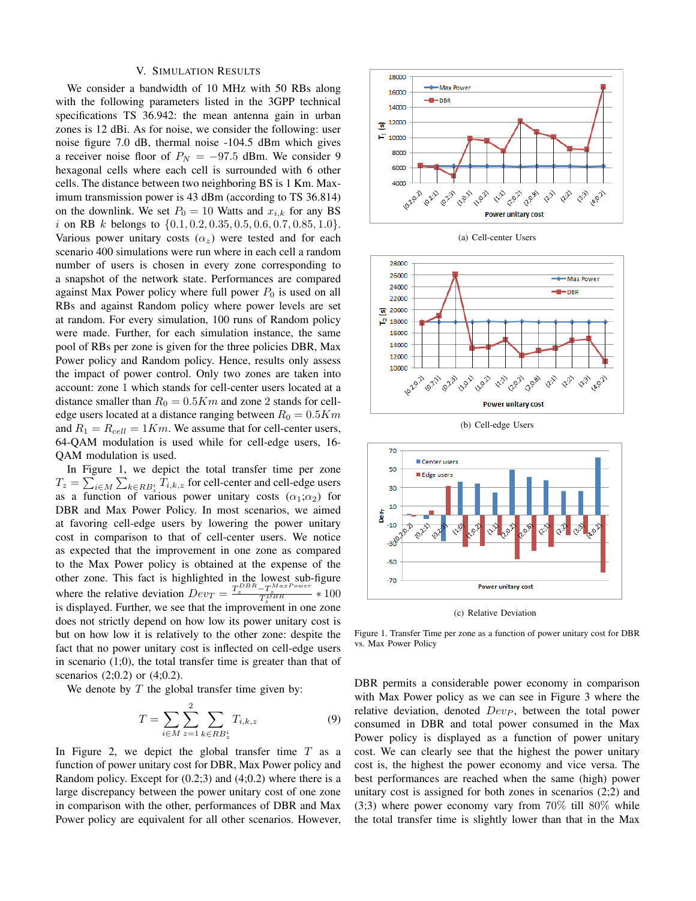## V. Simulation Results

We consider a bandwidth of 10 MHz with 50 RBs along with the following parameters listed in the 3GPP technical specifications TS 36.942: the mean antenna gain in urban zones is 12 dBi. As for noise, we consider the following: user noise figure 7.0 dB, thermal noise -104.5 dBm which gives a receiver noise floor of $P_N = -97.5$ dBm. We consider 9 hexagonal cells where each cell is surrounded with 6 other cells. The distance between two neighboring BS is 1 Km. Maximum transmission power is 43 dBm (according to TS 36.814) on the downlink. We set $P_0 = 10$ Watts and $x_{i,k}$ for any BS $i$ on RB $k$ belongs to $\{0.1, 0.2, 0.35, 0.5, 0.6, 0.7, 0.85, 1.0\}$. Various power unitary costs ($\alpha_z$) were tested and for each scenario 400 simulations were run where in each cell a random number of users is chosen in every zone corresponding to a snapshot of the network state. Performances are compared against Max Power policy where full power $P_0$ is used on all RBs and against Random policy where power levels are set at random. For every simulation, 100 runs of Random policy were made. Further, for each simulation instance, the same pool of RBs per zone is given for the three policies DBR, Max Power policy and Random policy. Hence, results only assess the impact of power control. Only two zones are taken into account: zone 1 which stands for cell-center users located at a distance smaller than $R_0 = 0.5Km$ and zone 2 stands for cell-edge users located at a distance ranging between $R_0 = 0.5Km$ and $R_1 = R_{cell} = 1Km$. We assume that for cell-center users, 64-QAM modulation is used while for cell-edge users, 16-QAM modulation is used.

In Figure 1, we depict the total transfer time per zone $T_z = \sum_{i \in M} \sum_{k \in RB_z^i} T_{i,k,z}$ for cell-center and cell-edge users as a function of various power unitary costs ($\alpha_1$;$\alpha_2$) for DBR and Max Power Policy. In most scenarios, we aimed at favoring cell-edge users by lowering the power unitary cost in comparison to that of cell-center users. We notice as expected that the improvement in one zone as compared to the Max Power policy is obtained at the expense of the other zone. This fact is highlighted in the lowest sub-figure where the relative deviation $Dev_T = \frac{T_z^{DBR} - T_z^{MaxPower}}{T_z^{DBR}} * 100$ is displayed. Further, we see that the improvement in one zone does not strictly depend on how low its power unitary cost is but on how low it is relatively to the other zone: despite the fact that no power unitary cost is inflected on cell-edge users in scenario (1;0), the total transfer time is greater than that of scenarios (2;0.2) or (4;0.2).

We denote by $T$ the global transfer time given by:

$$T = \sum_{i \in M} \sum_{z=1}^{2} \sum_{k \in RB_z^i} T_{i,k,z} \tag{9}$$

In Figure 2, we depict the global transfer time $T$ as a function of power unitary cost for DBR, Max Power policy and Random policy. Except for (0.2;3) and (4;0.2) where there is a large discrepancy between the power unitary cost of one zone in comparison with the other, performances of DBR and Max Power policy are equivalent for all other scenarios. However,

(a) Cell-center Users

(b) Cell-edge Users

(c) Relative Deviation

Figure 1. Transfer Time per zone as a function of power unitary cost for DBR vs. Max Power Policy

DBR permits a considerable power economy in comparison with Max Power policy as we can see in Figure 3 where the relative deviation, denoted $Dev_P$, between the total power consumed in DBR and total power consumed in the Max Power policy is displayed as a function of power unitary cost. We can clearly see that the highest the power unitary cost is, the highest the power economy and vice versa. The best performances are reached when the same (high) power unitary cost is assigned for both zones in scenarios (2;2) and (3;3) where power economy vary from 70% till 80% while the total transfer time is slightly lower than that in the Max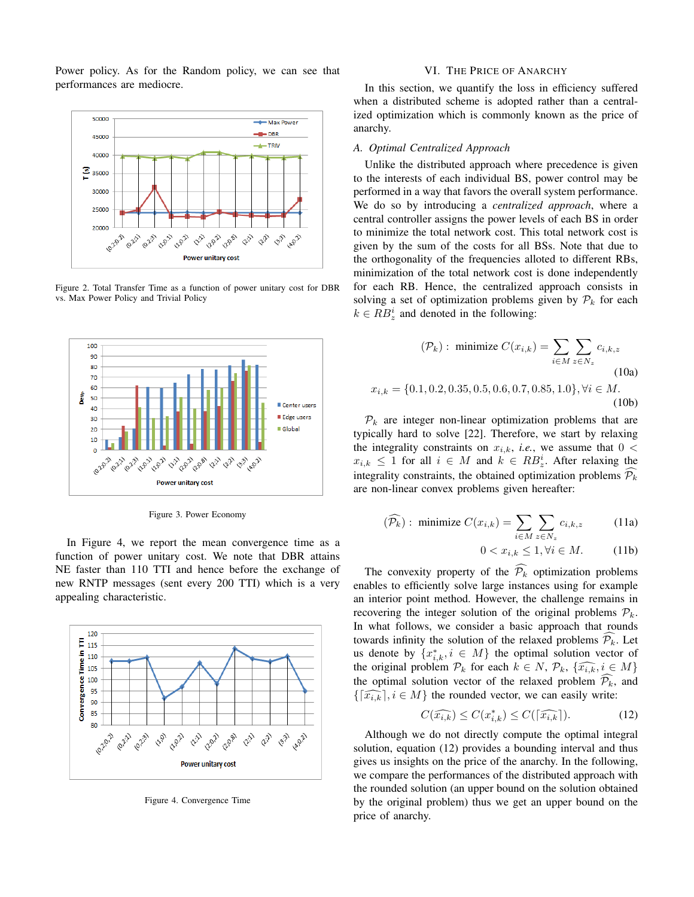Power policy. As for the Random policy, we can see that performances are mediocre.

Figure 2. Total Transfer Time as a function of power unitary cost for DBR vs. Max Power Policy and Trivial Policy

Figure 3. Power Economy

In Figure 4, we report the mean convergence time as a function of power unitary cost. We note that DBR attains NE faster than 110 TTI and hence before the exchange of new RNTP messages (sent every 200 TTI) which is a very appealing characteristic.

Figure 4. Convergence Time

## VI. The Price of Anarchy

In this section, we quantify the loss in efficiency suffered when a distributed scheme is adopted rather than a centralized optimization which is commonly known as the price of anarchy.

### A. Optimal Centralized Approach

Unlike the distributed approach where precedence is given to the interests of each individual BS, power control may be performed in a way that favors the overall system performance. We do so by introducing a *centralized approach*, where a central controller assigns the power levels of each BS in order to minimize the total network cost. This total network cost is given by the sum of the costs for all BSs. Note that due to the orthogonality of the frequencies alloted to different RBs, minimization of the total network cost is done independently for each RB. Hence, the centralized approach consists in solving a set of optimization problems given by $\mathcal{P}_k$ for each $k \in RB_z^i$ and denoted in the following:

$$(\mathcal{P}_k): \text{ minimize } C(x_{i,k}) = \sum_{i \in M} \sum_{z \in N_z} c_{i,k,z} \tag{10a}$$

$$x_{i,k} = \{0.1, 0.2, 0.35, 0.5, 0.6, 0.7, 0.85, 1.0\}, \forall i \in M. \tag{10b}$$

$\mathcal{P}_k$ are integer non-linear optimization problems that are typically hard to solve [22]. Therefore, we start by relaxing the integrality constraints on $x_{i,k}$, *i.e.*, we assume that $0 < x_{i,k} \leq 1$ for all $i \in M$ and $k \in RB_z^i$. After relaxing the integrality constraints, the obtained optimization problems $\widehat{\mathcal{P}_k}$ are non-linear convex problems given hereafter:

$$(\widehat{\mathcal{P}_k}): \text{ minimize } C(x_{i,k}) = \sum_{i \in M} \sum_{z \in N_z} c_{i,k,z} \tag{11a}$$

$$0 < x_{i,k} \leq 1, \forall i \in M. \tag{11b}$$

The convexity property of the $\widehat{\mathcal{P}_k}$ optimization problems enables to efficiently solve large instances using for example an interior point method. However, the challenge remains in recovering the integer solution of the original problems $\mathcal{P}_k$. In what follows, we consider a basic approach that rounds towards infinity the solution of the relaxed problems $\widehat{\mathcal{P}_k}$. Let us denote by $\{x_{i,k}^*, i \in M\}$ the optimal solution vector of the original problem $\mathcal{P}_k$ for each $k \in N$, $\mathcal{P}_k$, $\{\widehat{x_{i,k}}, i \in M\}$ the optimal solution vector of the relaxed problem $\widehat{\mathcal{P}_k}$, and $\{\lceil \widehat{x_{i,k}} \rceil, i \in M\}$ the rounded vector, we can easily write:

$$C(\widehat{x_{i,k}}) \leq C(x_{i,k}^*) \leq C(\lceil \widehat{x_{i,k}} \rceil). \tag{12}$$

Although we do not directly compute the optimal integral solution, equation (12) provides a bounding interval and thus gives us insights on the price of the anarchy. In the following, we compare the performances of the distributed approach with the rounded solution (an upper bound on the solution obtained by the original problem) thus we get an upper bound on the price of anarchy.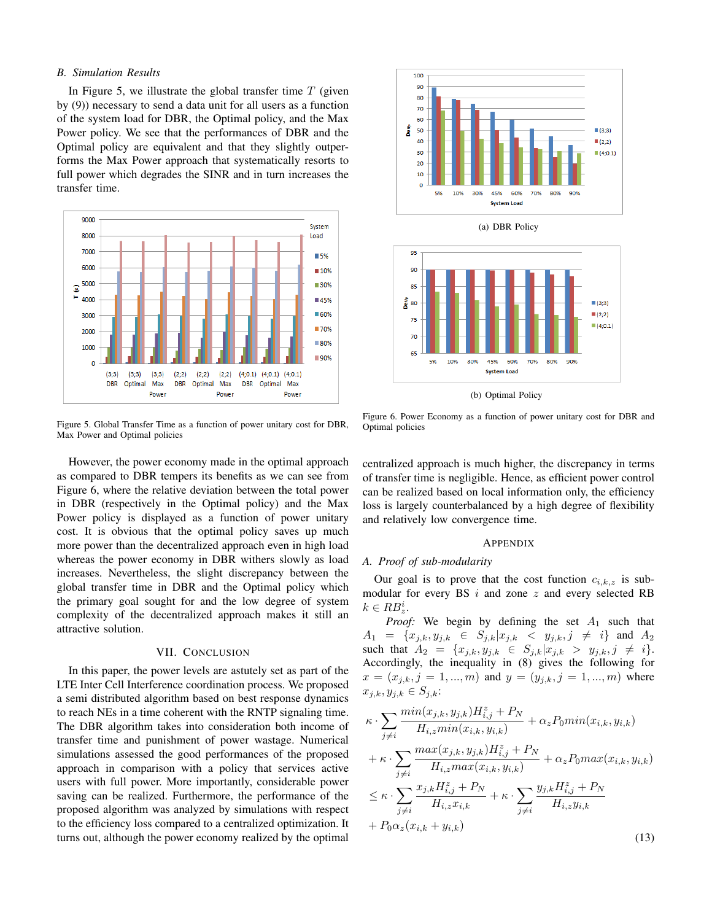## B. Simulation Results

In Figure 5, we illustrate the global transfer time $T$ (given by (9)) necessary to send a data unit for all users as a function of the system load for DBR, the Optimal policy, and the Max Power policy. We see that the performances of DBR and the Optimal policy are equivalent and that they slightly outperforms the Max Power approach that systematically resorts to full power which degrades the SINR and in turn increases the transfer time.

9000
8000
7000
6000
5000
4000
3000
2000
1000
0
T (s)
(3,3) DBR
(3,3) Optimal
(3,3) Max Power
(2,2) DBR
(2,2) Optimal
(2,2) Max Power
(4,0.1) DBR
(4,0.1) Optimal
(4,0.1) Max Power
System Load
5%
10%
30%
45%
60%
70%
80%
90%

Figure 5. Global Transfer Time as a function of power unitary cost for DBR, Max Power and Optimal policies

100
90
80
70
60
50
40
30
20
10
0
Dev
5%
10%
30%
45%
60%
70%
80%
90%
System Load
(3;3)
(2;2)
(4;0.1)

(a) DBR Policy

95
90
85
80
75
70
65
Dev
5%
10%
30%
45%
60%
70%
80%
90%
System Load
(3;3)
(2;2)
(4;0.1)

(b) Optimal Policy

Figure 6. Power Economy as a function of power unitary cost for DBR and Optimal policies

However, the power economy made in the optimal approach as compared to DBR tempers its benefits as we can see from Figure 6, where the relative deviation between the total power in DBR (respectively in the Optimal policy) and the Max Power policy is displayed as a function of power unitary cost. It is obvious that the optimal policy saves up much more power than the decentralized approach even in high load whereas the power economy in DBR withers slowly as load increases. Nevertheless, the slight discrepancy between the global transfer time in DBR and the Optimal policy which the primary goal sought for and the low degree of system complexity of the decentralized approach makes it still an attractive solution.

## VII. Conclusion

In this paper, the power levels are astutely set as part of the LTE Inter Cell Interference coordination process. We proposed a semi distributed algorithm based on best response dynamics to reach NEs in a time coherent with the RNTP signaling time. The DBR algorithm takes into consideration both income of transfer time and punishment of power wastage. Numerical simulations assessed the good performances of the proposed approach in comparison with a policy that services active users with full power. More importantly, considerable power saving can be realized. Furthermore, the performance of the proposed algorithm was analyzed by simulations with respect to the efficiency loss compared to a centralized optimization. It turns out, although the power economy realized by the optimal centralized approach is much higher, the discrepancy in terms of transfer time is negligible. Hence, as efficient power control can be realized based on local information only, the efficiency loss is largely counterbalanced by a high degree of flexibility and relatively low convergence time.

## Appendix

### A. Proof of sub-modularity

Our goal is to prove that the cost function $c_{i,k,z}$ is sub-modular for every BS $i$ and zone $z$ and every selected RB $k \in RB_z^i$.

*Proof:* We begin by defining the set $A_1$ such that $A_1 = \{x_{j,k}, y_{j,k} \in S_{j,k} | x_{j,k} < y_{j,k}, j \neq i\}$ and $A_2$ such that $A_2 = \{x_{j,k}, y_{j,k} \in S_{j,k} | x_{j,k} > y_{j,k}, j \neq i\}$. Accordingly, the inequality in (8) gives the following for $x = (x_{j,k}, j = 1, ..., m)$ and $y = (y_{j,k}, j = 1, ..., m)$ where $x_{j,k}, y_{j,k} \in S_{j,k}$:

$$
\begin{aligned}
&\kappa \cdot \sum_{j \neq i} \frac{min(x_{j,k}, y_{j,k}) H_{i,j}^z + P_N}{H_{i,z} min(x_{i,k}, y_{i,k})} + \alpha_z P_0 min(x_{i,k}, y_{i,k}) \\
&+ \kappa \cdot \sum_{j \neq i} \frac{max(x_{j,k}, y_{j,k}) H_{i,j}^z + P_N}{H_{i,z} max(x_{i,k}, y_{i,k})} + \alpha_z P_0 max(x_{i,k}, y_{i,k}) \\
&\leq \kappa \cdot \sum_{j \neq i} \frac{x_{j,k} H_{i,j}^z + P_N}{H_{i,z} x_{i,k}} + \kappa \cdot \sum_{j \neq i} \frac{y_{j,k} H_{i,j}^z + P_N}{H_{i,z} y_{i,k}} \\
&+ P_0 \alpha_z (x_{i,k} + y_{i,k})
\end{aligned} \quad (13)
$$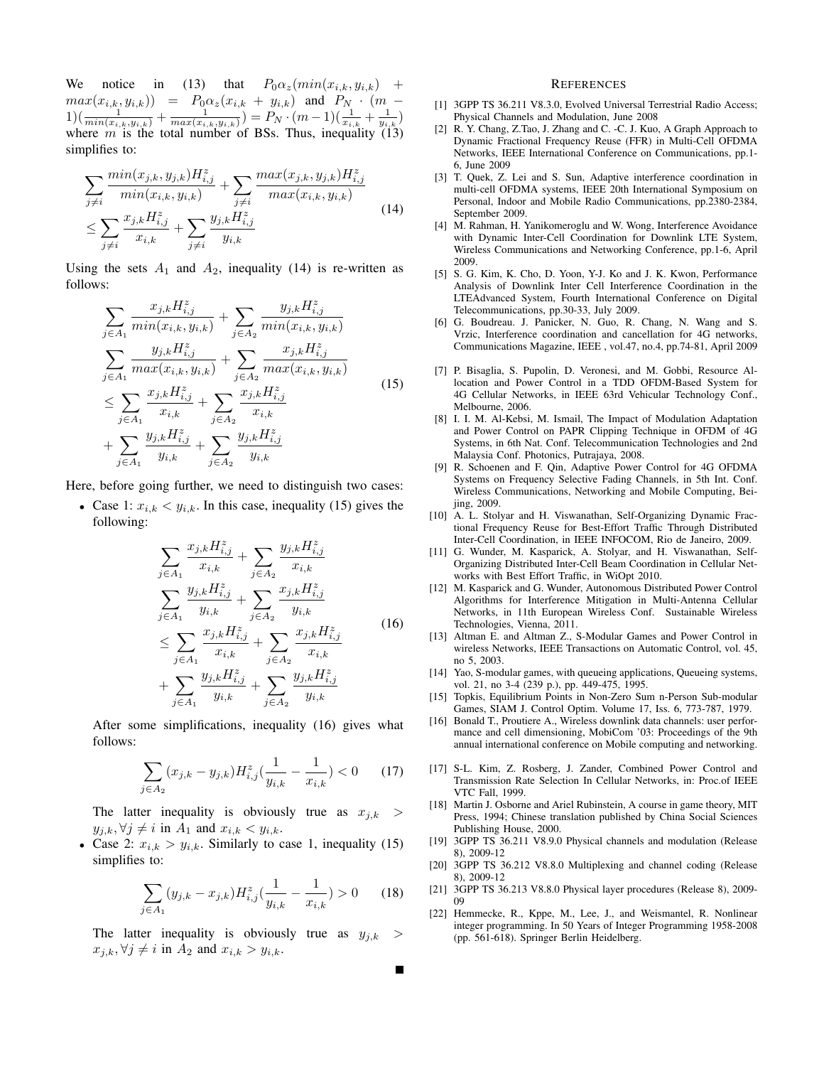We notice in (13) that $P_0\alpha_z(min(x_{i,k}, y_{i,k}) + max(x_{i,k}, y_{i,k})) = P_0\alpha_z(x_{i,k} + y_{i,k})$ and $P_N \cdot (m - 1)(\frac{1}{min(x_{i,k},y_{i,k})} + \frac{1}{max(x_{i,k},y_{i,k})}) = P_N \cdot (m-1)(\frac{1}{x_{i,k}} + \frac{1}{y_{i,k}})$ where $m$ is the total number of BSs. Thus, inequality (13) simplifies to:

$$\sum_{j \neq i} \frac{min(x_{j,k}, y_{j,k})H^z_{i,j}}{min(x_{i,k}, y_{i,k})} + \sum_{j \neq i} \frac{max(x_{j,k}, y_{j,k})H^z_{i,j}}{max(x_{i,k}, y_{i,k})} \leq \sum_{j \neq i} \frac{x_{j,k}H^z_{i,j}}{x_{i,k}} + \sum_{j \neq i} \frac{y_{j,k}H^z_{i,j}}{y_{i,k}} \tag{14}$$

Using the sets $A_1$ and $A_2$, inequality (14) is re-written as follows:

$$\begin{aligned}
&\sum_{j \in A_1} \frac{x_{j,k}H^z_{i,j}}{min(x_{i,k}, y_{i,k})} + \sum_{j \in A_2} \frac{y_{j,k}H^z_{i,j}}{min(x_{i,k}, y_{i,k})} \\
&\sum_{j \in A_1} \frac{y_{j,k}H^z_{i,j}}{max(x_{i,k}, y_{i,k})} + \sum_{j \in A_2} \frac{x_{j,k}H^z_{i,j}}{max(x_{i,k}, y_{i,k})} \\
&\leq \sum_{j \in A_1} \frac{x_{j,k}H^z_{i,j}}{x_{i,k}} + \sum_{j \in A_2} \frac{x_{j,k}H^z_{i,j}}{x_{i,k}} \\
&+ \sum_{j \in A_1} \frac{y_{j,k}H^z_{i,j}}{y_{i,k}} + \sum_{j \in A_2} \frac{y_{j,k}H^z_{i,j}}{y_{i,k}}
\end{aligned} \tag{15}$$

Here, before going further, we need to distinguish two cases:

- Case 1: $x_{i,k} < y_{i,k}$. In this case, inequality (15) gives the following:

$$\begin{aligned}
&\sum_{j \in A_1} \frac{x_{j,k}H^z_{i,j}}{x_{i,k}} + \sum_{j \in A_2} \frac{y_{j,k}H^z_{i,j}}{x_{i,k}} \\
&\sum_{j \in A_1} \frac{y_{j,k}H^z_{i,j}}{y_{i,k}} + \sum_{j \in A_2} \frac{x_{j,k}H^z_{i,j}}{y_{i,k}} \\
&\leq \sum_{j \in A_1} \frac{x_{j,k}H^z_{i,j}}{x_{i,k}} + \sum_{j \in A_2} \frac{x_{j,k}H^z_{i,j}}{x_{i,k}} \\
&+ \sum_{j \in A_1} \frac{y_{j,k}H^z_{i,j}}{y_{i,k}} + \sum_{j \in A_2} \frac{y_{j,k}H^z_{i,j}}{y_{i,k}}
\end{aligned} \tag{16}$$

  After some simplifications, inequality (16) gives what follows:

$$\sum_{j \in A_2} (x_{j,k} - y_{j,k})H^z_{i,j}(\frac{1}{y_{i,k}} - \frac{1}{x_{i,k}}) < 0 \tag{17}$$

  The latter inequality is obviously true as $x_{j,k} > y_{j,k}, \forall j \neq i$ in $A_1$ and $x_{i,k} < y_{i,k}$.

- Case 2: $x_{i,k} > y_{i,k}$. Similarly to case 1, inequality (15) simplifies to:

$$\sum_{j \in A_1} (y_{j,k} - x_{j,k})H^z_{i,j}(\frac{1}{y_{i,k}} - \frac{1}{x_{i,k}}) > 0 \tag{18}$$

  The latter inequality is obviously true as $y_{j,k} > x_{j,k}, \forall j \neq i$ in $A_2$ and $x_{i,k} > y_{i,k}$.

■

## References

[1] 3GPP TS 36.211 V8.3.0, Evolved Universal Terrestrial Radio Access; Physical Channels and Modulation, June 2008

[2] R. Y. Chang, Z.Tao, J. Zhang and C. -C. J. Kuo, A Graph Approach to Dynamic Fractional Frequency Reuse (FFR) in Multi-Cell OFDMA Networks, IEEE International Conference on Communications, pp.1-6, June 2009

[3] T. Quek, Z. Lei and S. Sun, Adaptive interference coordination in multi-cell OFDMA systems, IEEE 20th International Symposium on Personal, Indoor and Mobile Radio Communications, pp.2380-2384, September 2009.

[4] M. Rahman, H. Yanikomeroglu and W. Wong, Interference Avoidance with Dynamic Inter-Cell Coordination for Downlink LTE System, Wireless Communications and Networking Conference, pp.1-6, April 2009.

[5] S. G. Kim, K. Cho, D. Yoon, Y-J. Ko and J. K. Kwon, Performance Analysis of Downlink Inter Cell Interference Coordination in the LTEAdvanced System, Fourth International Conference on Digital Telecommunications, pp.30-33, July 2009.

[6] G. Boudreau. J. Panicker, N. Guo, R. Chang, N. Wang and S. Vrzic, Interference coordination and cancellation for 4G networks, Communications Magazine, IEEE , vol.47, no.4, pp.74-81, April 2009

[7] P. Bisaglia, S. Pupolin, D. Veronesi, and M. Gobbi, Resource Allocation and Power Control in a TDD OFDM-Based System for 4G Cellular Networks, in IEEE 63rd Vehicular Technology Conf., Melbourne, 2006.

[8] I. I. M. Al-Kebsi, M. Ismail, The Impact of Modulation Adaptation and Power Control on PAPR Clipping Technique in OFDM of 4G Systems, in 6th Nat. Conf. Telecommunication Technologies and 2nd Malaysia Conf. Photonics, Putrajaya, 2008.

[9] R. Schoenen and F. Qin, Adaptive Power Control for 4G OFDMA Systems on Frequency Selective Fading Channels, in 5th Int. Conf. Wireless Communications, Networking and Mobile Computing, Beijing, 2009.

[10] A. L. Stolyar and H. Viswanathan, Self-Organizing Dynamic Fractional Frequency Reuse for Best-Effort Traffic Through Distributed Inter-Cell Coordination, in IEEE INFOCOM, Rio de Janeiro, 2009.

[11] G. Wunder, M. Kasparick, A. Stolyar, and H. Viswanathan, Self-Organizing Distributed Inter-Cell Beam Coordination in Cellular Networks with Best Effort Traffic, in WiOpt 2010.

[12] M. Kasparick and G. Wunder, Autonomous Distributed Power Control Algorithms for Interference Mitigation in Multi-Antenna Cellular Networks, in 11th European Wireless Conf. Sustainable Wireless Technologies, Vienna, 2011.

[13] Altman E. and Altman Z., S-Modular Games and Power Control in wireless Networks, IEEE Transactions on Automatic Control, vol. 45, no 5, 2003.

[14] Yao, S-modular games, with queueing applications, Queueing systems, vol. 21, no 3-4 (239 p.), pp. 449-475, 1995.

[15] Topkis, Equilibrium Points in Non-Zero Sum n-Person Sub-modular Games, SIAM J. Control Optim. Volume 17, Iss. 6, 773-787, 1979.

[16] Bonald T., Proutiere A., Wireless downlink data channels: user performance and cell dimensioning, MobiCom '03: Proceedings of the 9th annual international conference on Mobile computing and networking.

[17] S-L. Kim, Z. Rosberg, J. Zander, Combined Power Control and Transmission Rate Selection In Cellular Networks, in: Proc.of IEEE VTC Fall, 1999.

[18] Martin J. Osborne and Ariel Rubinstein, A course in game theory, MIT Press, 1994; Chinese translation published by China Social Sciences Publishing House, 2000.

[19] 3GPP TS 36.211 V8.9.0 Physical channels and modulation (Release 8), 2009-12

[20] 3GPP TS 36.212 V8.8.0 Multiplexing and channel coding (Release 8), 2009-12

[21] 3GPP TS 36.213 V8.8.0 Physical layer procedures (Release 8), 2009-09

[22] Hemmecke, R., Kppe, M., Lee, J., and Weismantel, R. Nonlinear integer programming. In 50 Years of Integer Programming 1958-2008 (pp. 561-618). Springer Berlin Heidelberg.